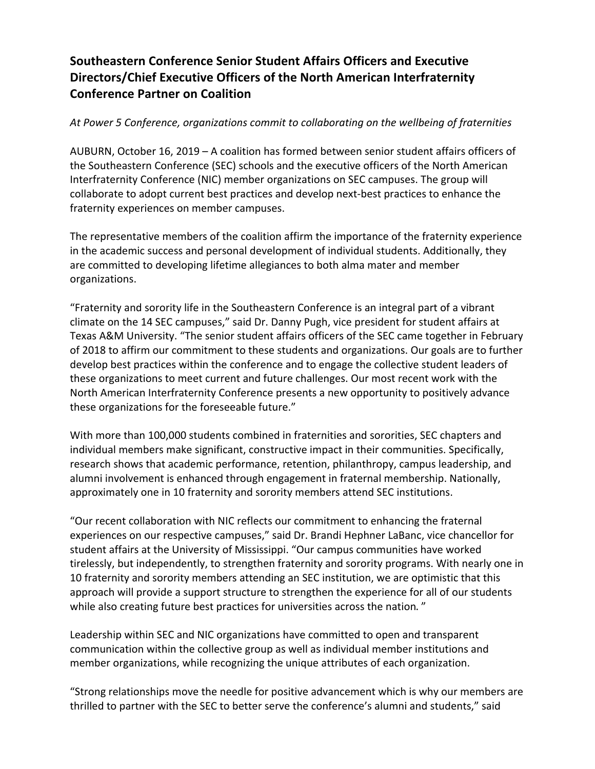# Southeastern Conference Senior Student Affairs Officers and Executive Directors/Chief Executive Officers of the North American Interfraternity Conference Partner on Coalition

*At Power 5 Conference, organizations commit to collaborating on the wellbeing of fraternities*

AUBURN, October 16, 2019 – A coalition has formed between senior student affairs officers of the Southeastern Conference (SEC) schools and the executive officers of the North American Interfraternity Conference (NIC) member organizations on SEC campuses. The group will collaborate to adopt current best practices and develop next-best practices to enhance the fraternity experiences on member campuses.

The representative members of the coalition affirm the importance of the fraternity experience in the academic success and personal development of individual students. Additionally, they are committed to developing lifetime allegiances to both alma mater and member organizations.

"Fraternity and sorority life in the Southeastern Conference is an integral part of a vibrant climate on the 14 SEC campuses," said Dr. Danny Pugh, vice president for student affairs at Texas A&M University. "The senior student affairs officers of the SEC came together in February of 2018 to affirm our commitment to these students and organizations. Our goals are to further develop best practices within the conference and to engage the collective student leaders of these organizations to meet current and future challenges. Our most recent work with the North American Interfraternity Conference presents a new opportunity to positively advance these organizations for the foreseeable future."

With more than 100,000 students combined in fraternities and sororities, SEC chapters and individual members make significant, constructive impact in their communities. Specifically, research shows that academic performance, retention, philanthropy, campus leadership, and alumni involvement is enhanced through engagement in fraternal membership. Nationally, approximately one in 10 fraternity and sorority members attend SEC institutions.

"Our recent collaboration with NIC reflects our commitment to enhancing the fraternal experiences on our respective campuses," said Dr. Brandi Hephner LaBanc, vice chancellor for student affairs at the University of Mississippi. "Our campus communities have worked tirelessly, but independently, to strengthen fraternity and sorority programs. With nearly one in 10 fraternity and sorority members attending an SEC institution, we are optimistic that this approach will provide a support structure to strengthen the experience for all of our students while also creating future best practices for universities across the nation."

Leadership within SEC and NIC organizations have committed to open and transparent communication within the collective group as well as individual member institutions and member organizations, while recognizing the unique attributes of each organization.

"Strong relationships move the needle for positive advancement which is why our members are thrilled to partner with the SEC to better serve the conference's alumni and students," said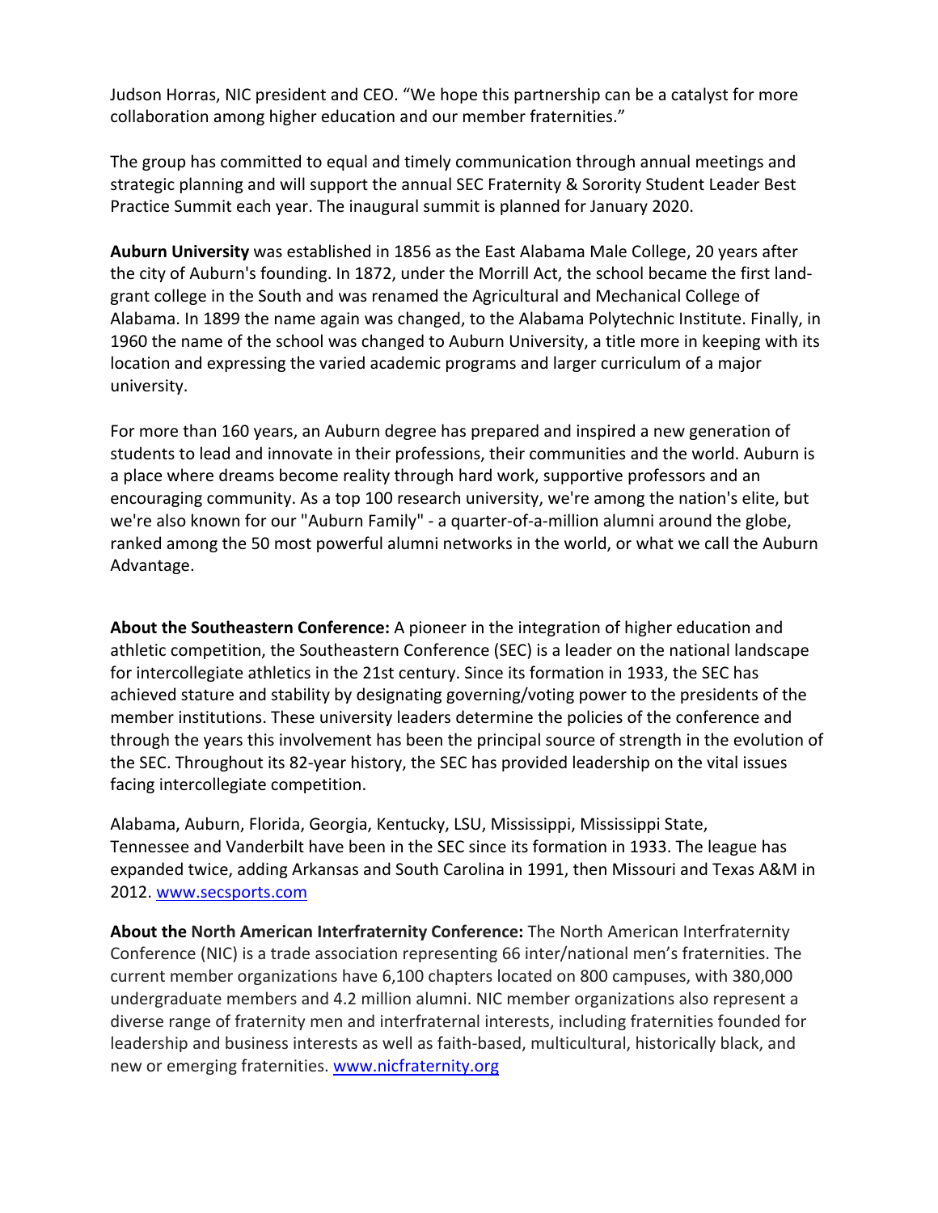Judson Horras, NIC president and CEO. "We hope this partnership can be a catalyst for more collaboration among higher education and our member fraternities."

The group has committed to equal and timely communication through annual meetings and strategic planning and will support the annual SEC Fraternity & Sorority Student Leader Best Practice Summit each year. The inaugural summit is planned for January 2020.

**Auburn University** was established in 1856 as the East Alabama Male College, 20 years after the city of Auburn's founding. In 1872, under the Morrill Act, the school became the first land-grant college in the South and was renamed the Agricultural and Mechanical College of Alabama. In 1899 the name again was changed, to the Alabama Polytechnic Institute. Finally, in 1960 the name of the school was changed to Auburn University, a title more in keeping with its location and expressing the varied academic programs and larger curriculum of a major university.

For more than 160 years, an Auburn degree has prepared and inspired a new generation of students to lead and innovate in their professions, their communities and the world. Auburn is a place where dreams become reality through hard work, supportive professors and an encouraging community. As a top 100 research university, we're among the nation's elite, but we're also known for our "Auburn Family" - a quarter-of-a-million alumni around the globe, ranked among the 50 most powerful alumni networks in the world, or what we call the Auburn Advantage.

**About the Southeastern Conference:** A pioneer in the integration of higher education and athletic competition, the Southeastern Conference (SEC) is a leader on the national landscape for intercollegiate athletics in the 21st century. Since its formation in 1933, the SEC has achieved stature and stability by designating governing/voting power to the presidents of the member institutions. These university leaders determine the policies of the conference and through the years this involvement has been the principal source of strength in the evolution of the SEC. Throughout its 82-year history, the SEC has provided leadership on the vital issues facing intercollegiate competition.

Alabama, Auburn, Florida, Georgia, Kentucky, LSU, Mississippi, Mississippi State, Tennessee and Vanderbilt have been in the SEC since its formation in 1933. The league has expanded twice, adding Arkansas and South Carolina in 1991, then Missouri and Texas A&M in 2012. www.secsports.com

**About the North American Interfraternity Conference:** The North American Interfraternity Conference (NIC) is a trade association representing 66 inter/national men's fraternities. The current member organizations have 6,100 chapters located on 800 campuses, with 380,000 undergraduate members and 4.2 million alumni. NIC member organizations also represent a diverse range of fraternity men and interfraternal interests, including fraternities founded for leadership and business interests as well as faith-based, multicultural, historically black, and new or emerging fraternities. www.nicfraternity.org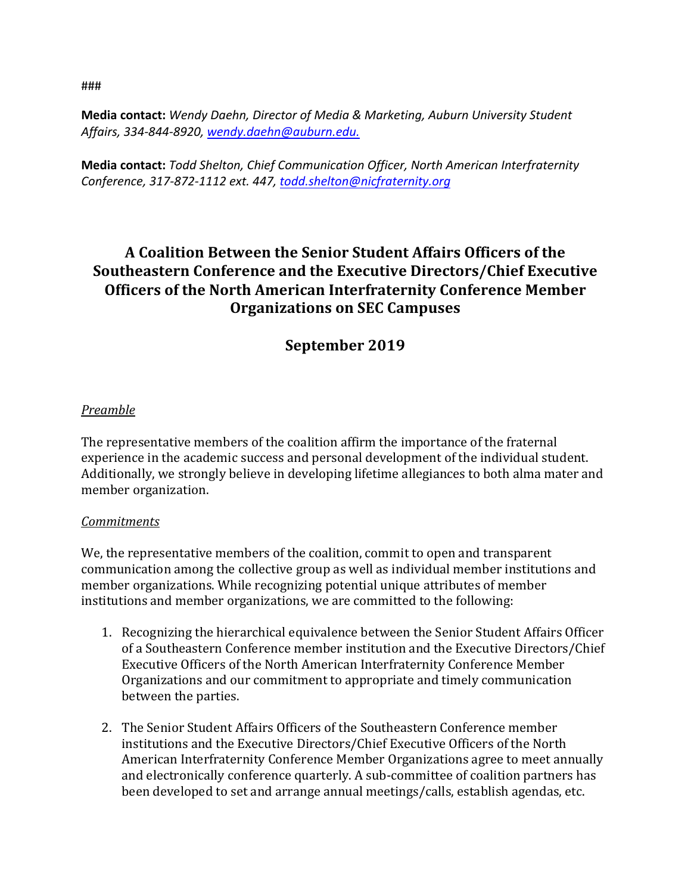###

**Media contact:** *Wendy Daehn, Director of Media & Marketing, Auburn University Student Affairs, 334-844-8920, [wendy.daehn@auburn.edu.](mailto:wendy.daehn@auburn.edu)*

**Media contact:** *Todd Shelton, Chief Communication Officer, North American Interfraternity Conference, 317-872-1112 ext. 447, [todd.shelton@nicfraternity.org](mailto:todd.shelton@nicfraternity.org)*

# A Coalition Between the Senior Student Affairs Officers of the Southeastern Conference and the Executive Directors/Chief Executive Officers of the North American Interfraternity Conference Member Organizations on SEC Campuses

## September 2019

*Preamble*

The representative members of the coalition affirm the importance of the fraternal experience in the academic success and personal development of the individual student. Additionally, we strongly believe in developing lifetime allegiances to both alma mater and member organization.

*Commitments*

We, the representative members of the coalition, commit to open and transparent communication among the collective group as well as individual member institutions and member organizations. While recognizing potential unique attributes of member institutions and member organizations, we are committed to the following:

1. Recognizing the hierarchical equivalence between the Senior Student Affairs Officer of a Southeastern Conference member institution and the Executive Directors/Chief Executive Officers of the North American Interfraternity Conference Member Organizations and our commitment to appropriate and timely communication between the parties.

2. The Senior Student Affairs Officers of the Southeastern Conference member institutions and the Executive Directors/Chief Executive Officers of the North American Interfraternity Conference Member Organizations agree to meet annually and electronically conference quarterly. A sub-committee of coalition partners has been developed to set and arrange annual meetings/calls, establish agendas, etc.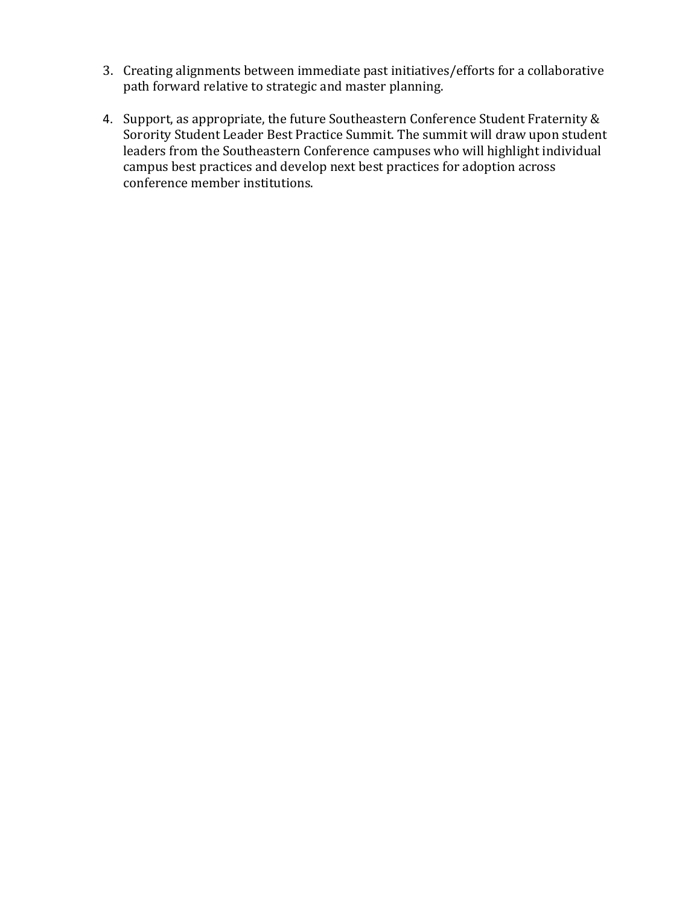3. Creating alignments between immediate past initiatives/efforts for a collaborative path forward relative to strategic and master planning.

4. Support, as appropriate, the future Southeastern Conference Student Fraternity & Sorority Student Leader Best Practice Summit. The summit will draw upon student leaders from the Southeastern Conference campuses who will highlight individual campus best practices and develop next best practices for adoption across conference member institutions.